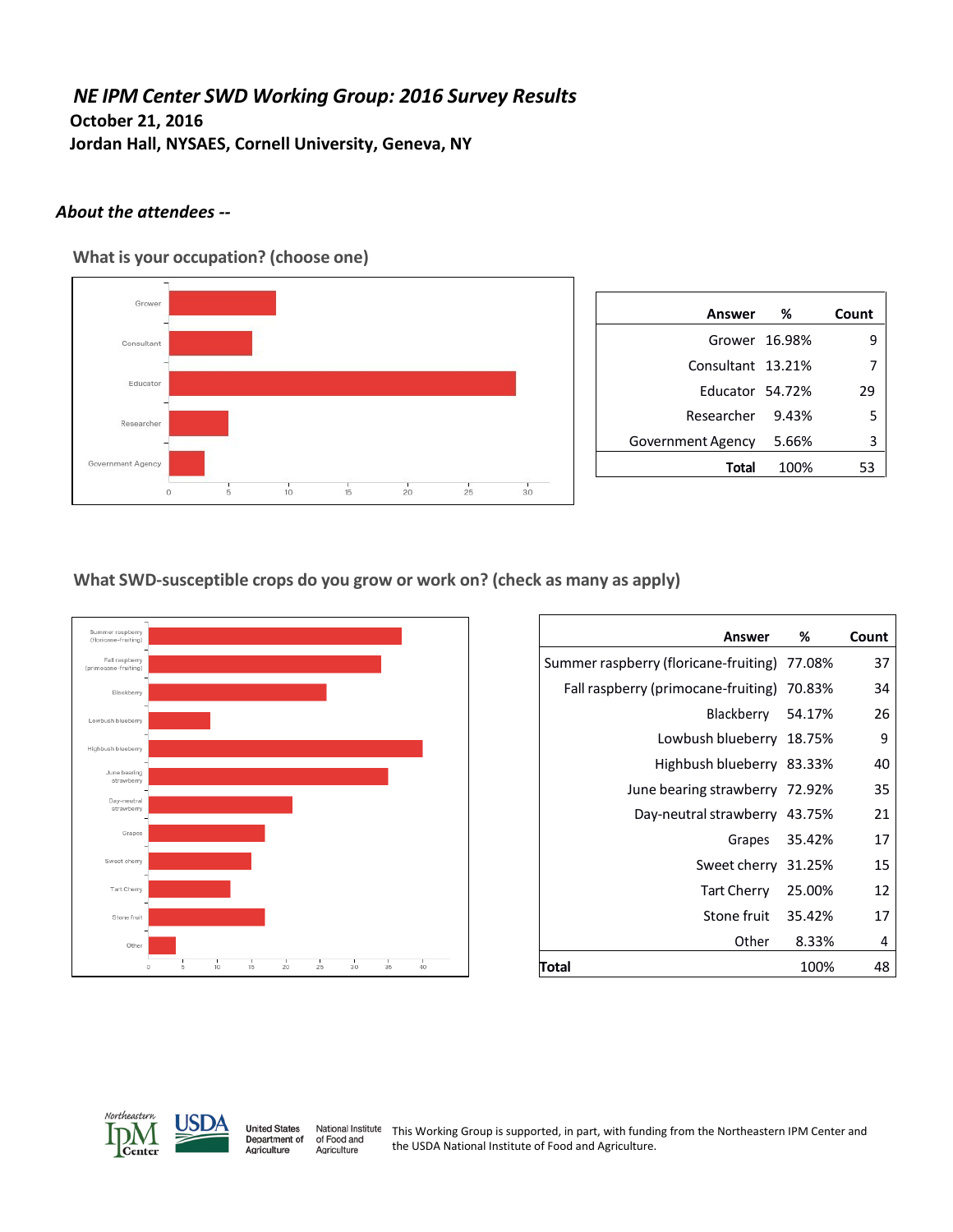# *NE IPM Center SWD Working Group: 2016 Survey Results*

**October 21, 2016**

**Jordan Hall, NYSAES, Cornell University, Geneva, NY**

### *About the attendees --*

#### What is your occupation? (choose one)

| Answer | % | Count |
|---|---|---|
| Grower | 16.98% | 9 |
| Consultant | 13.21% | 7 |
| Educator | 54.72% | 29 |
| Researcher | 9.43% | 5 |
| Government Agency | 5.66% | 3 |
| **Total** | 100% | 53 |

#### What SWD-susceptible crops do you grow or work on? (check as many as apply)

| Answer | % | Count |
|---|---|---|
| Summer raspberry (floricane-fruiting) | 77.08% | 37 |
| Fall raspberry (primocane-fruiting) | 70.83% | 34 |
| Blackberry | 54.17% | 26 |
| Lowbush blueberry | 18.75% | 9 |
| Highbush blueberry | 83.33% | 40 |
| June bearing strawberry | 72.92% | 35 |
| Day-neutral strawberry | 43.75% | 21 |
| Grapes | 35.42% | 17 |
| Sweet cherry | 31.25% | 15 |
| Tart Cherry | 25.00% | 12 |
| Stone fruit | 35.42% | 17 |
| Other | 8.33% | 4 |
| **Total** | 100% | 48 |

This Working Group is supported, in part, with funding from the Northeastern IPM Center and the USDA National Institute of Food and Agriculture.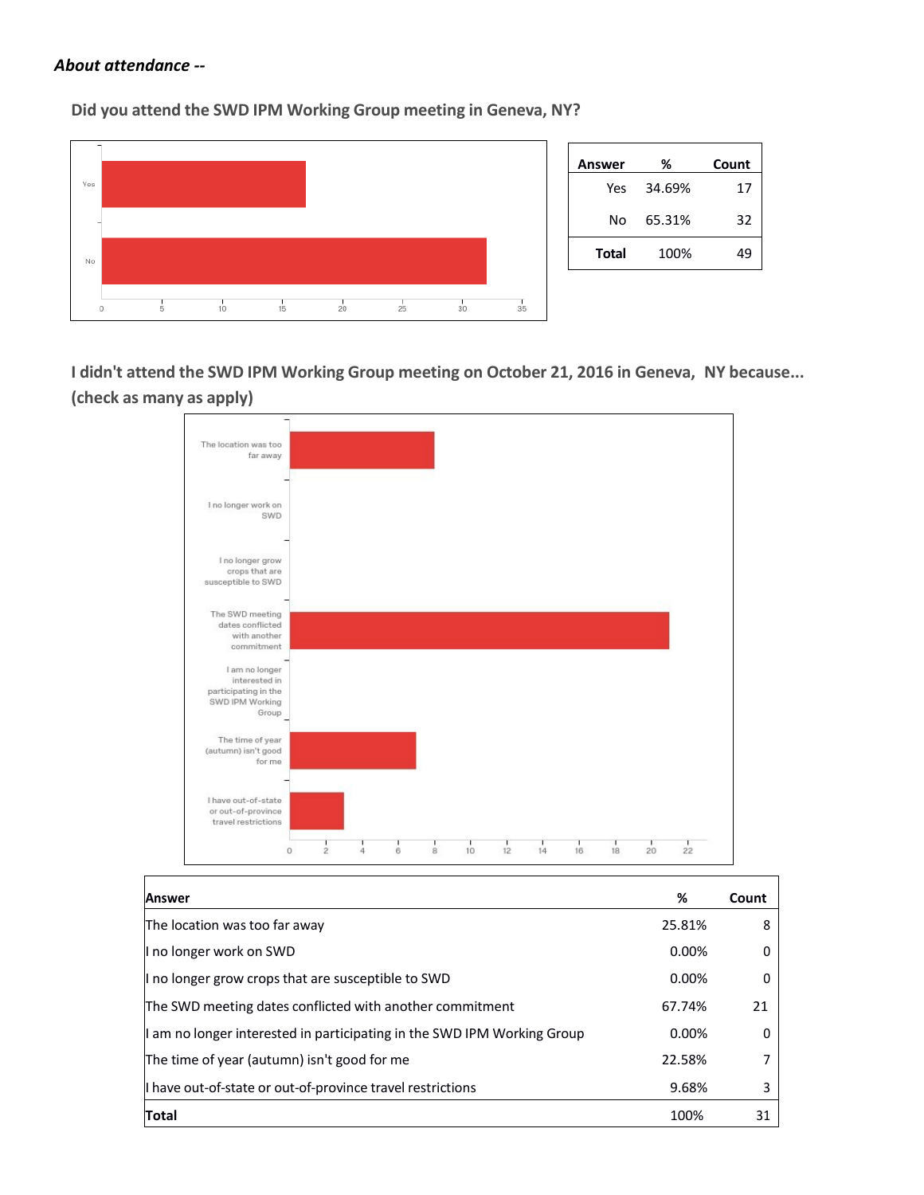***About attendance --***

**Did you attend the SWD IPM Working Group meeting in Geneva, NY?**

| Answer | % | Count |
|---|---|---|
| Yes | 34.69% | 17 |
| No | 65.31% | 32 |
| **Total** | 100% | 49 |

**I didn't attend the SWD IPM Working Group meeting on October 21, 2016 in Geneva, NY because... (check as many as apply)**

| Answer | % | Count |
|---|---|---|
| The location was too far away | 25.81% | 8 |
| I no longer work on SWD | 0.00% | 0 |
| I no longer grow crops that are susceptible to SWD | 0.00% | 0 |
| The SWD meeting dates conflicted with another commitment | 67.74% | 21 |
| I am no longer interested in participating in the SWD IPM Working Group | 0.00% | 0 |
| The time of year (autumn) isn't good for me | 22.58% | 7 |
| I have out-of-state or out-of-province travel restrictions | 9.68% | 3 |
| **Total** | 100% | 31 |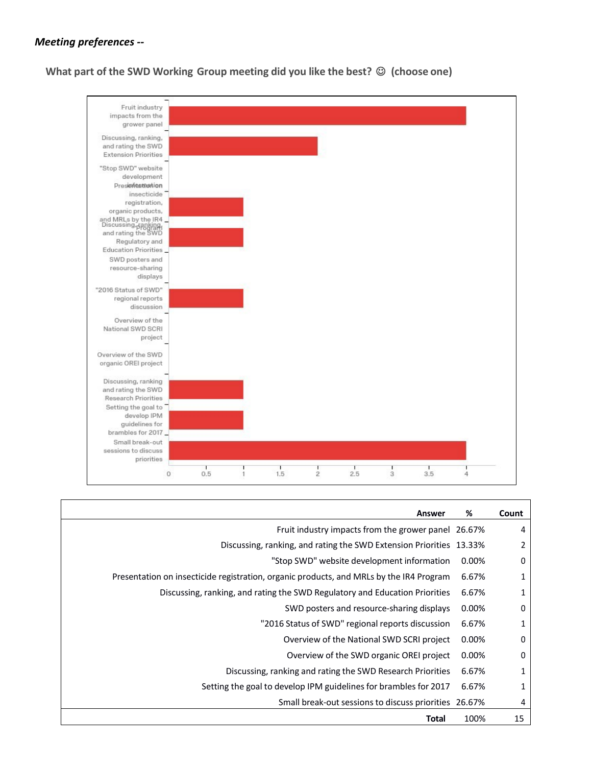***Meeting preferences --***

**What part of the SWD Working Group meeting did you like the best? ☺ (choose one)**

| Answer | % | Count |
|---|---|---|
| Fruit industry impacts from the grower panel | 26.67% | 4 |
| Discussing, ranking, and rating the SWD Extension Priorities | 13.33% | 2 |
| "Stop SWD" website development information | 0.00% | 0 |
| Presentation on insecticide registration, organic products, and MRLs by the IR4 Program | 6.67% | 1 |
| Discussing, ranking, and rating the SWD Regulatory and Education Priorities | 6.67% | 1 |
| SWD posters and resource-sharing displays | 0.00% | 0 |
| "2016 Status of SWD" regional reports discussion | 6.67% | 1 |
| Overview of the National SWD SCRI project | 0.00% | 0 |
| Overview of the SWD organic OREI project | 0.00% | 0 |
| Discussing, ranking and rating the SWD Research Priorities | 6.67% | 1 |
| Setting the goal to develop IPM guidelines for brambles for 2017 | 6.67% | 1 |
| Small break-out sessions to discuss priorities | 26.67% | 4 |
| **Total** | 100% | 15 |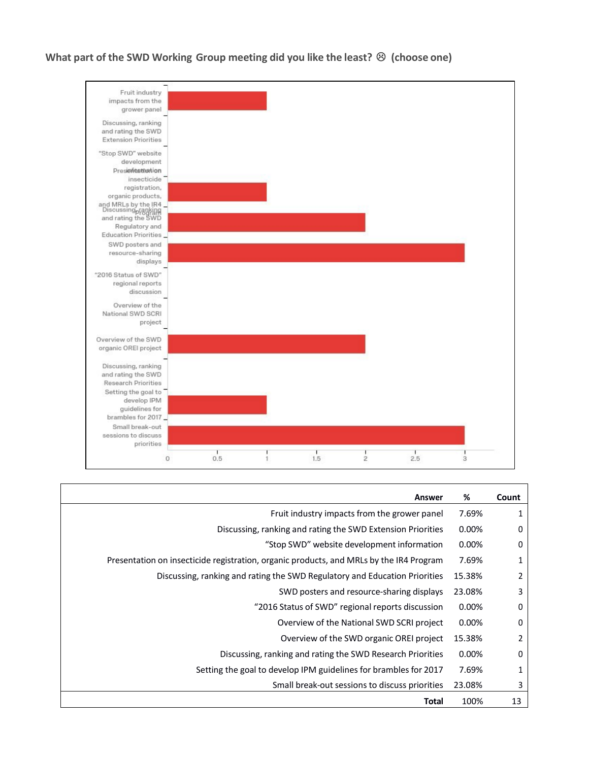**What part of the SWD Working Group meeting did you like the least? ☹ (choose one)**

| Answer | % | Count |
|---|---|---|
| Fruit industry impacts from the grower panel | 7.69% | 1 |
| Discussing, ranking and rating the SWD Extension Priorities | 0.00% | 0 |
| “Stop SWD” website development information | 0.00% | 0 |
| Presentation on insecticide registration, organic products, and MRLs by the IR4 Program | 7.69% | 1 |
| Discussing, ranking and rating the SWD Regulatory and Education Priorities | 15.38% | 2 |
| SWD posters and resource-sharing displays | 23.08% | 3 |
| “2016 Status of SWD” regional reports discussion | 0.00% | 0 |
| Overview of the National SWD SCRI project | 0.00% | 0 |
| Overview of the SWD organic OREI project | 15.38% | 2 |
| Discussing, ranking and rating the SWD Research Priorities | 0.00% | 0 |
| Setting the goal to develop IPM guidelines for brambles for 2017 | 7.69% | 1 |
| Small break-out sessions to discuss priorities | 23.08% | 3 |
| **Total** | 100% | 13 |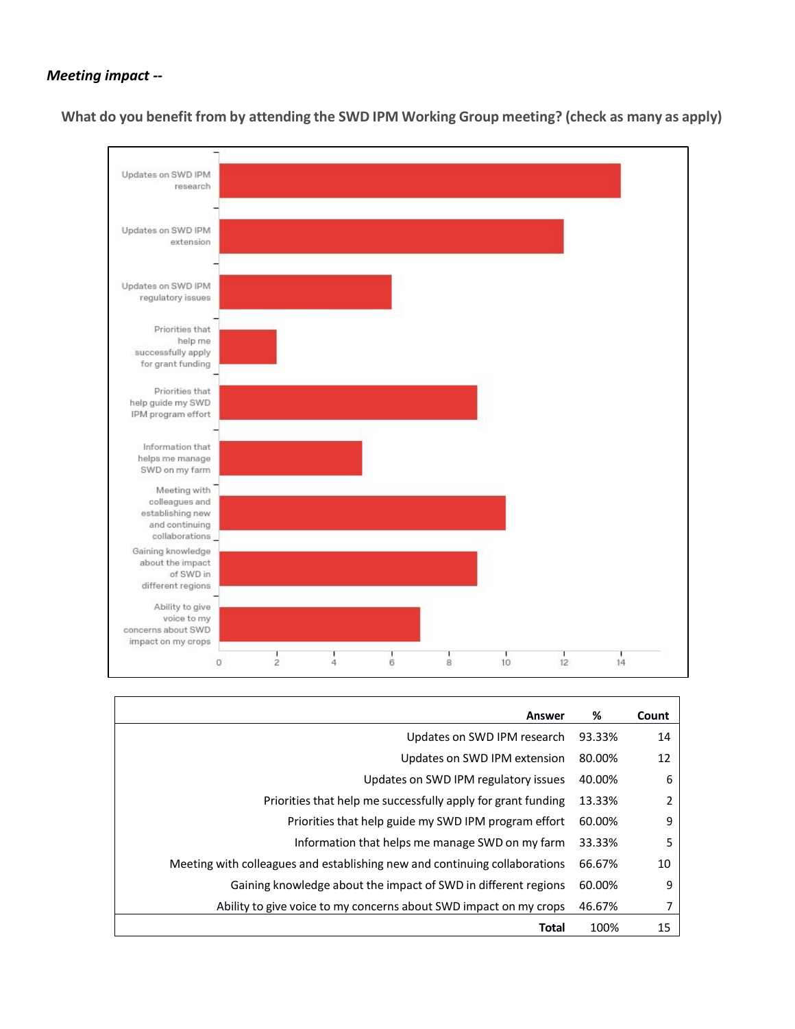***Meeting impact --***

**What do you benefit from by attending the SWD IPM Working Group meeting? (check as many as apply)**

| Answer | % | Count |
|---|---|---|
| Updates on SWD IPM research | 93.33% | 14 |
| Updates on SWD IPM extension | 80.00% | 12 |
| Updates on SWD IPM regulatory issues | 40.00% | 6 |
| Priorities that help me successfully apply for grant funding | 13.33% | 2 |
| Priorities that help guide my SWD IPM program effort | 60.00% | 9 |
| Information that helps me manage SWD on my farm | 33.33% | 5 |
| Meeting with colleagues and establishing new and continuing collaborations | 66.67% | 10 |
| Gaining knowledge about the impact of SWD in different regions | 60.00% | 9 |
| Ability to give voice to my concerns about SWD impact on my crops | 46.67% | 7 |
| **Total** | 100% | 15 |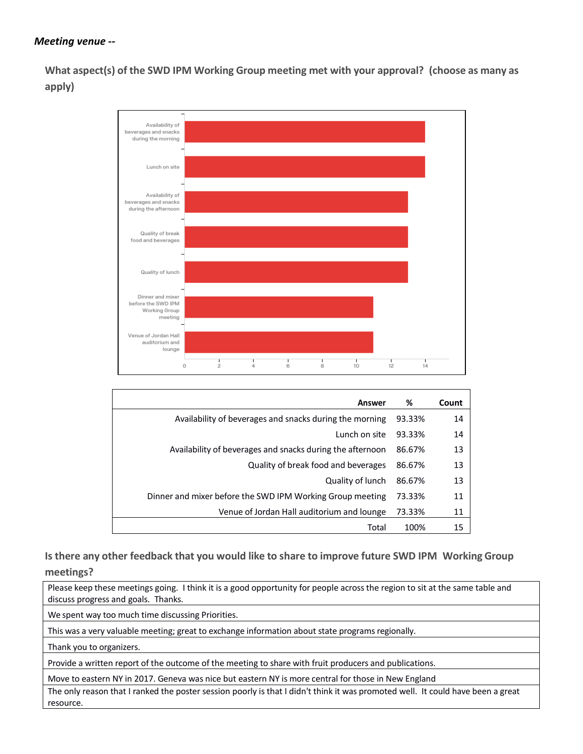***Meeting venue --***

### What aspect(s) of the SWD IPM Working Group meeting met with your approval? (choose as many as apply)

Availability of beverages and snacks during the morning

Lunch on site

Availability of beverages and snacks during the afternoon

Quality of break food and beverages

Quality of lunch

Dinner and mixer before the SWD IPM Working Group meeting

Venue of Jordan Hall auditorium and lounge

0 2 4 6 8 10 12 14

| Answer | % | Count |
|---|---|---|
| Availability of beverages and snacks during the morning | 93.33% | 14 |
| Lunch on site | 93.33% | 14 |
| Availability of beverages and snacks during the afternoon | 86.67% | 13 |
| Quality of break food and beverages | 86.67% | 13 |
| Quality of lunch | 86.67% | 13 |
| Dinner and mixer before the SWD IPM Working Group meeting | 73.33% | 11 |
| Venue of Jordan Hall auditorium and lounge | 73.33% | 11 |
| Total | 100% | 15 |

### Is there any other feedback that you would like to share to improve future SWD IPM Working Group meetings?

| |
|---|
| Please keep these meetings going. I think it is a good opportunity for people across the region to sit at the same table and discuss progress and goals. Thanks. |
| We spent way too much time discussing Priorities. |
| This was a very valuable meeting; great to exchange information about state programs regionally. |
| Thank you to organizers. |
| Provide a written report of the outcome of the meeting to share with fruit producers and publications. |
| Move to eastern NY in 2017. Geneva was nice but eastern NY is more central for those in New England |
| The only reason that I ranked the poster session poorly is that I didn't think it was promoted well. It could have been a great resource. |